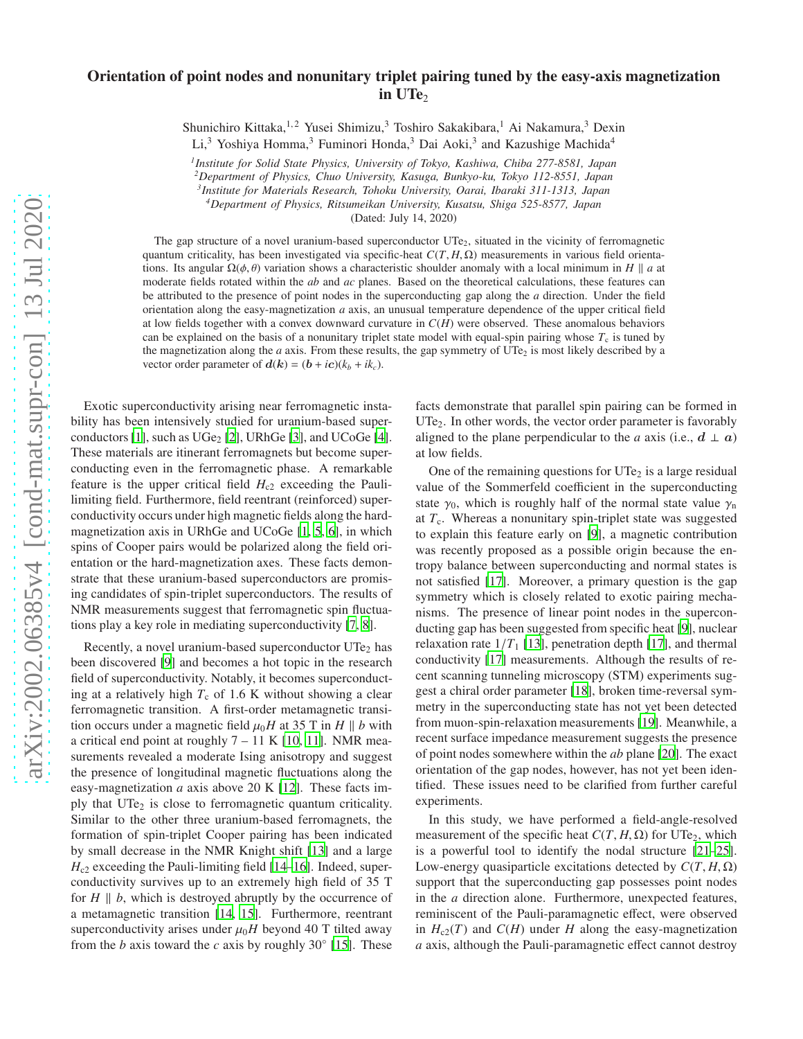# Orientation of point nodes and nonunitary triplet pairing tuned by the easy-axis magnetization in $UTe_2$

Shunichiro Kittaka,[1,2] Yusei Shimizu,[3] Toshiro Sakakibara,[1] Ai Nakamura,[3] Dexin Li,[3] Yoshiya Homma,[3] Fuminori Honda,[3] Dai Aoki,[3] and Kazushige Machida[4]

[1]*Institute for Solid State Physics, University of Tokyo, Kashiwa, Chiba 277-8581, Japan*
[2]*Department of Physics, Chuo University, Kasuga, Bunkyo-ku, Tokyo 112-8551, Japan*
[3]*Institute for Materials Research, Tohoku University, Oarai, Ibaraki 311-1313, Japan*
[4]*Department of Physics, Ritsumeikan University, Kusatsu, Shiga 525-8577, Japan*

(Dated: July 14, 2020)

The gap structure of a novel uranium-based superconductor $UTe_2$, situated in the vicinity of ferromagnetic quantum criticality, has been investigated via specific-heat $C(T, H, \Omega)$ measurements in various field orientations. Its angular $\Omega(\phi, \theta)$ variation shows a characteristic shoulder anomaly with a local minimum in $H \parallel a$ at moderate fields rotated within the *ab* and *ac* planes. Based on the theoretical calculations, these features can be attributed to the presence of point nodes in the superconducting gap along the *a* direction. Under the field orientation along the easy-magnetization *a* axis, an unusual temperature dependence of the upper critical field at low fields together with a convex downward curvature in $C(H)$ were observed. These anomalous behaviors can be explained on the basis of a nonunitary triplet state model with equal-spin pairing whose $T_c$ is tuned by the magnetization along the *a* axis. From these results, the gap symmetry of $UTe_2$ is most likely described by a vector order parameter of $\boldsymbol{d}(\boldsymbol{k}) = (\boldsymbol{b} + i\boldsymbol{c})(k_b + ik_c)$.

Exotic superconductivity arising near ferromagnetic instability has been intensively studied for uranium-based superconductors [1], such as $UGe_2$ [2], URhGe [3], and UCoGe [4]. These materials are itinerant ferromagnets but become superconducting even in the ferromagnetic phase. A remarkable feature is the upper critical field $H_{c2}$ exceeding the Pauli-limiting field. Furthermore, field reentrant (reinforced) superconductivity occurs under high magnetic fields along the hard-magnetization axis in URhGe and UCoGe [1, 5, 6], in which spins of Cooper pairs would be polarized along the field orientation or the hard-magnetization axes. These facts demonstrate that these uranium-based superconductors are promising candidates of spin-triplet superconductors. The results of NMR measurements suggest that ferromagnetic spin fluctuations play a key role in mediating superconductivity [7, 8].

Recently, a novel uranium-based superconductor $UTe_2$ has been discovered [9] and becomes a hot topic in the research field of superconductivity. Notably, it becomes superconducting at a relatively high $T_c$ of 1.6 K without showing a clear ferromagnetic transition. A first-order metamagnetic transition occurs under a magnetic field $\mu_0 H$ at 35 T in $H \parallel b$ with a critical end point at roughly 7 – 11 K [10, 11]. NMR measurements revealed a moderate Ising anisotropy and suggest the presence of longitudinal magnetic fluctuations along the easy-magnetization *a* axis above 20 K [12]. These facts imply that $UTe_2$ is close to ferromagnetic quantum criticality. Similar to the other three uranium-based ferromagnets, the formation of spin-triplet Cooper pairing has been indicated by small decrease in the NMR Knight shift [13] and a large $H_{c2}$ exceeding the Pauli-limiting field [14–16]. Indeed, superconductivity survives up to an extremely high field of 35 T for $H \parallel b$, which is destroyed abruptly by the occurrence of a metamagnetic transition [14, 15]. Furthermore, reentrant superconductivity arises under $\mu_0 H$ beyond 40 T tilted away from the *b* axis toward the *c* axis by roughly 30° [15]. These facts demonstrate that parallel spin pairing can be formed in $UTe_2$. In other words, the vector order parameter is favorably aligned to the plane perpendicular to the *a* axis (i.e., $\boldsymbol{d} \perp \boldsymbol{a}$) at low fields.

One of the remaining questions for $UTe_2$ is a large residual value of the Sommerfeld coefficient in the superconducting state $\gamma_0$, which is roughly half of the normal state value $\gamma_n$ at $T_c$. Whereas a nonunitary spin-triplet state was suggested to explain this feature early on [9], a magnetic contribution was recently proposed as a possible origin because the entropy balance between superconducting and normal states is not satisfied [17]. Moreover, a primary question is the gap symmetry which is closely related to exotic pairing mechanisms. The presence of linear point nodes in the superconducting gap has been suggested from specific heat [9], nuclear relaxation rate $1/T_1$ [13], penetration depth [17], and thermal conductivity [17] measurements. Although the results of recent scanning tunneling microscopy (STM) experiments suggest a chiral order parameter [18], broken time-reversal symmetry in the superconducting state has not yet been detected from muon-spin-relaxation measurements [19]. Meanwhile, a recent surface impedance measurement suggests the presence of point nodes somewhere within the *ab* plane [20]. The exact orientation of the gap nodes, however, has not yet been identified. These issues need to be clarified from further careful experiments.

In this study, we have performed a field-angle-resolved measurement of the specific heat $C(T, H, \Omega)$ for $UTe_2$, which is a powerful tool to identify the nodal structure [21–25]. Low-energy quasiparticle excitations detected by $C(T, H, \Omega)$ support that the superconducting gap possesses point nodes in the *a* direction alone. Furthermore, unexpected features, reminiscent of the Pauli-paramagnetic effect, were observed in $H_{c2}(T)$ and $C(H)$ under $H$ along the easy-magnetization *a* axis, although the Pauli-paramagnetic effect cannot destroy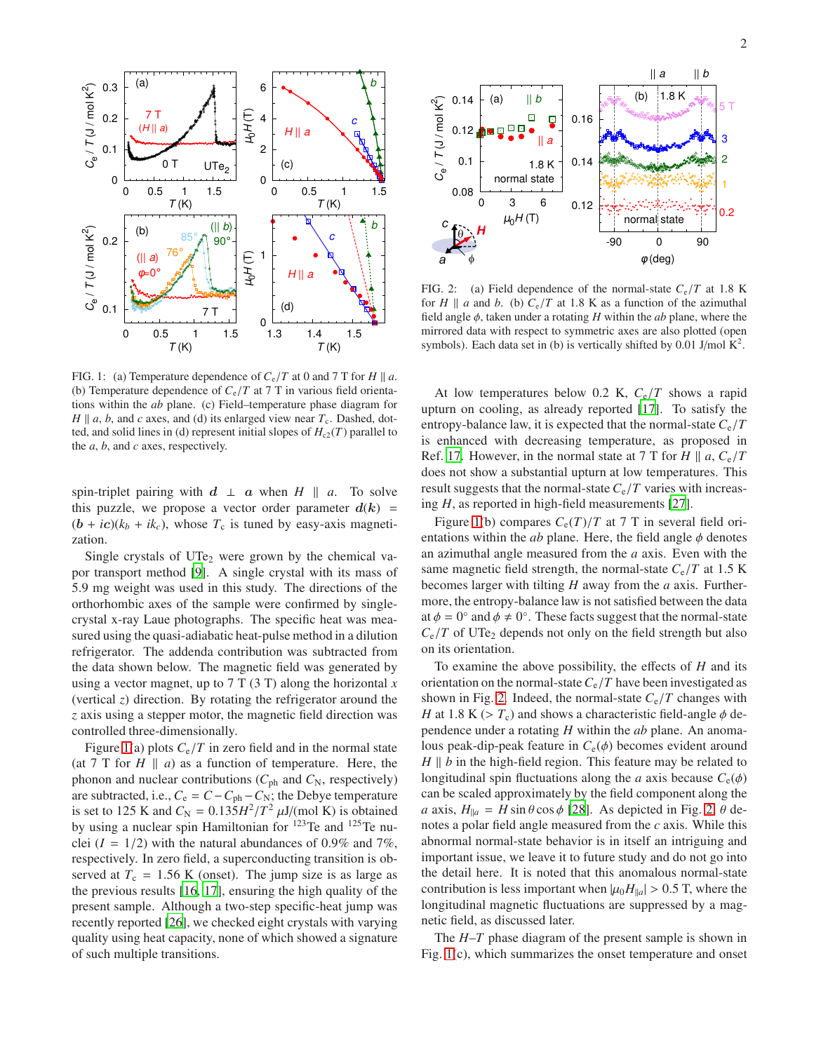FIG. 1: (a) Temperature dependence of $C_e/T$ at 0 and 7 T for $H \parallel a$. (b) Temperature dependence of $C_e/T$ at 7 T in various field orientations within the $ab$ plane. (c) Field–temperature phase diagram for $H \parallel a$, $b$, and $c$ axes, and (d) its enlarged view near $T_c$. Dashed, dotted, and solid lines in (d) represent initial slopes of $H_{c2}(T)$ parallel to the $a$, $b$, and $c$ axes, respectively.

spin-triplet pairing with $\boldsymbol{d} \perp \boldsymbol{a}$ when $H \parallel a$. To solve this puzzle, we propose a vector order parameter $\boldsymbol{d}(\boldsymbol{k}) = (\boldsymbol{b} + i\boldsymbol{c})(k_b + ik_c)$, whose $T_c$ is tuned by easy-axis magnetization.

Single crystals of $UTe_2$ were grown by the chemical vapor transport method [9]. A single crystal with its mass of 5.9 mg weight was used in this study. The directions of the orthorhombic axes of the sample were confirmed by single-crystal x-ray Laue photographs. The specific heat was measured using the quasi-adiabatic heat-pulse method in a dilution refrigerator. The addenda contribution was subtracted from the data shown below. The magnetic field was generated by using a vector magnet, up to 7 T (3 T) along the horizontal $x$ (vertical $z$) direction. By rotating the refrigerator around the $z$ axis using a stepper motor, the magnetic field direction was controlled three-dimensionally.

Figure 1(a) plots $C_e/T$ in zero field and in the normal state (at 7 T for $H \parallel a$) as a function of temperature. Here, the phonon and nuclear contributions ($C_{ph}$ and $C_N$, respectively) are subtracted, i.e., $C_e = C - C_{ph} - C_N$; the Debye temperature is set to 125 K and $C_N = 0.135H^2/T^2$ $\mu$J/(mol K) is obtained by using a nuclear spin Hamiltonian for $^{123}$Te and $^{125}$Te nuclei ($I = 1/2$) with the natural abundances of 0.9% and 7%, respectively. In zero field, a superconducting transition is observed at $T_c = 1.56$ K (onset). The jump size is as large as the previous results [16, 17], ensuring the high quality of the present sample. Although a two-step specific-heat jump was recently reported [26], we checked eight crystals with varying quality using heat capacity, none of which showed a signature of such multiple transitions.

FIG. 2: (a) Field dependence of the normal-state $C_e/T$ at 1.8 K for $H \parallel a$ and $b$. (b) $C_e/T$ at 1.8 K as a function of the azimuthal field angle $\phi$, taken under a rotating $H$ within the $ab$ plane, where the mirrored data with respect to symmetric axes are also plotted (open symbols). Each data set in (b) is vertically shifted by 0.01 J/mol K$^2$.

At low temperatures below 0.2 K, $C_e/T$ shows a rapid upturn on cooling, as already reported [17]. To satisfy the entropy-balance law, it is expected that the normal-state $C_e/T$ is enhanced with decreasing temperature, as proposed in Ref. 17. However, in the normal state at 7 T for $H \parallel a$, $C_e/T$ does not show a substantial upturn at low temperatures. This result suggests that the normal-state $C_e/T$ varies with increasing $H$, as reported in high-field measurements [27].

Figure 1(b) compares $C_e(T)/T$ at 7 T in several field orientations within the $ab$ plane. Here, the field angle $\phi$ denotes an azimuthal angle measured from the $a$ axis. Even with the same magnetic field strength, the normal-state $C_e/T$ at 1.5 K becomes larger with tilting $H$ away from the $a$ axis. Furthermore, the entropy-balance law is not satisfied between the data at $\phi = 0°$ and $\phi \neq 0°$. These facts suggest that the normal-state $C_e/T$ of $UTe_2$ depends not only on the field strength but also on its orientation.

To examine the above possibility, the effects of $H$ and its orientation on the normal-state $C_e/T$ have been investigated as shown in Fig. 2. Indeed, the normal-state $C_e/T$ changes with $H$ at 1.8 K ($> T_c$) and shows a characteristic field-angle $\phi$ dependence under a rotating $H$ within the $ab$ plane. An anomalous peak-dip-peak feature in $C_e(\phi)$ becomes evident around $H \parallel b$ in the high-field region. This feature may be related to longitudinal spin fluctuations along the $a$ axis because $C_e(\phi)$ can be scaled approximately by the field component along the $a$ axis, $H_{\parallel a} = H \sin\theta \cos\phi$ [28]. As depicted in Fig. 2, $\theta$ denotes a polar field angle measured from the $c$ axis. While this abnormal normal-state behavior is in itself an intriguing and important issue, we leave it to future study and do not go into the detail here. It is noted that this anomalous normal-state contribution is less important when $|\mu_0 H_{\parallel a}| > 0.5$ T, where the longitudinal magnetic fluctuations are suppressed by a magnetic field, as discussed later.

The $H$–$T$ phase diagram of the present sample is shown in Fig. 1(c), which summarizes the onset temperature and onset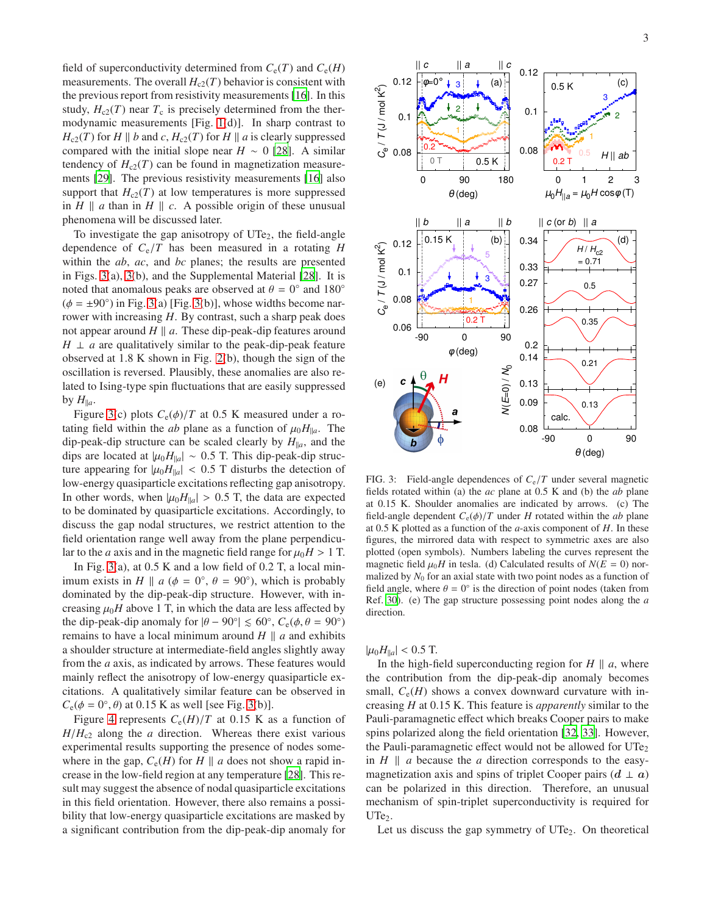field of superconductivity determined from $C_e(T)$ and $C_e(H)$ measurements. The overall $H_{c2}(T)$ behavior is consistent with the previous report from resistivity measurements [16]. In this study, $H_{c2}(T)$ near $T_c$ is precisely determined from the thermodynamic measurements [Fig. 1(d)]. In sharp contrast to $H_{c2}(T)$ for $H \parallel b$ and $c$, $H_{c2}(T)$ for $H \parallel a$ is clearly suppressed compared with the initial slope near $H \sim 0$ [28]. A similar tendency of $H_{c2}(T)$ can be found in magnetization measurements [29]. The previous resistivity measurements [16] also support that $H_{c2}(T)$ at low temperatures is more suppressed in $H \parallel a$ than in $H \parallel c$. A possible origin of these unusual phenomena will be discussed later.

To investigate the gap anisotropy of $UTe_2$, the field-angle dependence of $C_e/T$ has been measured in a rotating $H$ within the $ab$, $ac$, and $bc$ planes; the results are presented in Figs. 3(a), 3(b), and the Supplemental Material [28]. It is noted that anomalous peaks are observed at $\theta = 0°$ and $180°$ ($\phi = \pm 90°$) in Fig. 3(a) [Fig. 3(b)], whose widths become narrower with increasing $H$. By contrast, such a sharp peak does not appear around $H \parallel a$. These dip-peak-dip features around $H \perp a$ are qualitatively similar to the peak-dip-peak feature observed at 1.8 K shown in Fig. 2(b), though the sign of the oscillation is reversed. Plausibly, these anomalies are also related to Ising-type spin fluctuations that are easily suppressed by $H_{\parallel a}$.

Figure 3(c) plots $C_e(\phi)/T$ at 0.5 K measured under a rotating field within the $ab$ plane as a function of $\mu_0 H_{\parallel a}$. The dip-peak-dip structure can be scaled clearly by $H_{\parallel a}$, and the dips are located at $|\mu_0 H_{\parallel a}| \sim 0.5$ T. This dip-peak-dip structure appearing for $|\mu_0 H_{\parallel a}| < 0.5$ T disturbs the detection of low-energy quasiparticle excitations reflecting gap anisotropy. In other words, when $|\mu_0 H_{\parallel a}| > 0.5$ T, the data are expected to be dominated by quasiparticle excitations. Accordingly, to discuss the gap nodal structures, we restrict attention to the field orientation range well away from the plane perpendicular to the $a$ axis and the magnetic field range for $\mu_0 H > 1$ T.

In Fig. 3(a), at 0.5 K and a low field of 0.2 T, a local minimum exists in $H \parallel a$ ($\phi = 0°$, $\theta = 90°$), which is probably dominated by the dip-peak-dip structure. However, with increasing $\mu_0 H$ above 1 T, in which the data are less affected by the dip-peak-dip anomaly for $|\theta - 90°| \lesssim 60°$, $C_e(\phi, \theta = 90°)$ remains to have a local minimum around $H \parallel a$ and exhibits a shoulder structure at intermediate-field angles slightly away from the $a$ axis, as indicated by arrows. These features would mainly reflect the anisotropy of low-energy quasiparticle excitations. A qualitatively similar feature can be observed in $C_e(\phi = 0°, \theta)$ at 0.15 K as well [see Fig. 3(b)].

Figure 4 represents $C_e(H)/T$ at 0.15 K as a function of $H/H_{c2}$ along the $a$ direction. Whereas there exist various experimental results supporting the presence of nodes somewhere in the gap, $C_e(H)$ for $H \parallel a$ does not show a rapid increase in the low-field region at any temperature [28]. This result may suggest the absence of nodal quasiparticle excitations in this field orientation. However, there also remains a possibility that low-energy quasiparticle excitations are masked by a significant contribution from the dip-peak-dip anomaly for $|\mu_0 H_{\parallel a}| < 0.5$ T.

FIG. 3: Field-angle dependences of $C_e/T$ under several magnetic fields rotated within (a) the $ac$ plane at 0.5 K and (b) the $ab$ plane at 0.15 K. Shoulder anomalies are indicated by arrows. (c) The field-angle dependent $C_e(\phi)/T$ under $H$ rotated within the $ab$ plane at 0.5 K plotted as a function of the $a$-axis component of $H$. In these figures, the mirrored data with respect to symmetric axes are also plotted (open symbols). Numbers labeling the curves represent the magnetic field $\mu_0 H$ in tesla. (d) Calculated results of $N(E = 0)$ normalized by $N_0$ for an axial state with two point nodes as a function of field angle, where $\theta = 0°$ is the direction of point nodes (taken from Ref. [30]). (e) The gap structure possessing point nodes along the $a$ direction.

In the high-field superconducting region for $H \parallel a$, where the contribution from the dip-peak-dip anomaly becomes small, $C_e(H)$ shows a convex downward curvature with increasing $H$ at 0.15 K. This feature is *apparently* similar to the Pauli-paramagnetic effect which breaks Cooper pairs to make spins polarized along the field orientation [32, 33]. However, the Pauli-paramagnetic effect would not be allowed for $UTe_2$ in $H \parallel a$ because the $a$ direction corresponds to the easy-magnetization axis and spins of triplet Cooper pairs ($\boldsymbol{d} \perp \boldsymbol{a}$) can be polarized in this direction. Therefore, an unusual mechanism of spin-triplet superconductivity is required for $UTe_2$.

Let us discuss the gap symmetry of $UTe_2$. On theoretical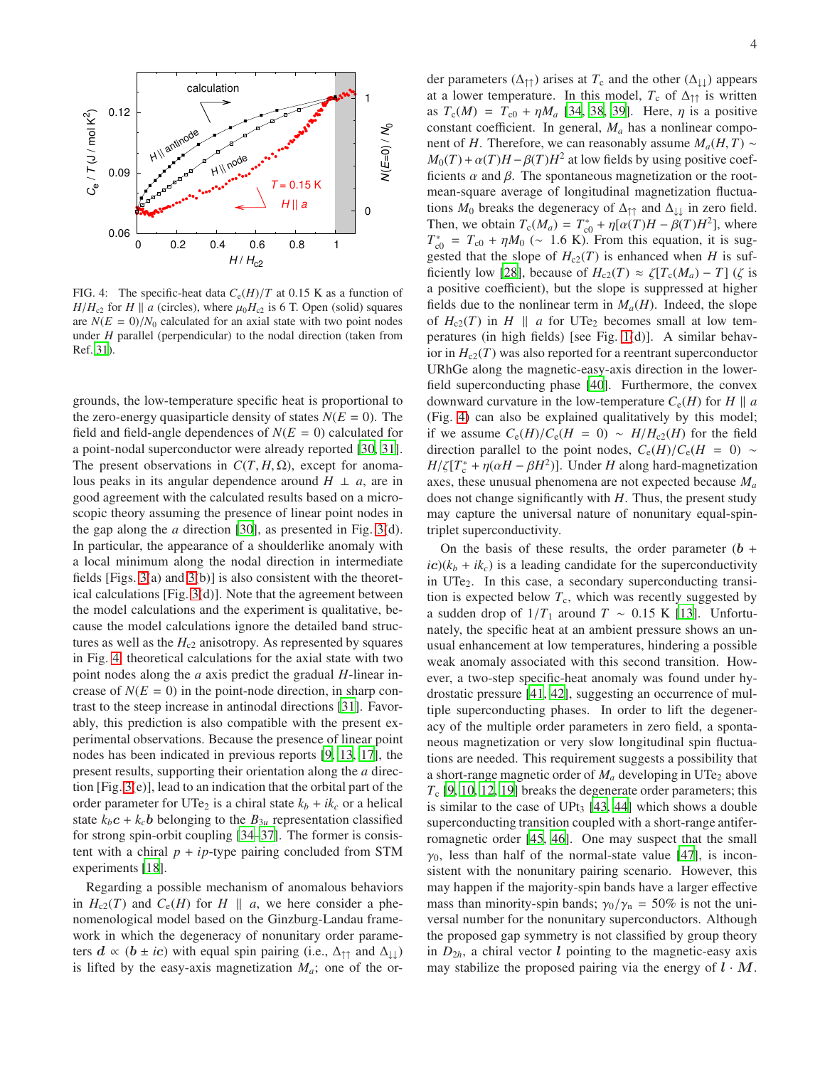FIG. 4: The specific-heat data $C_e(H)/T$ at 0.15 K as a function of $H/H_{c2}$ for $H \parallel a$ (circles), where $\mu_0 H_{c2}$ is 6 T. Open (solid) squares are $N(E=0)/N_0$ calculated for an axial state with two point nodes under $H$ parallel (perpendicular) to the nodal direction (taken from Ref. [31]).

grounds, the low-temperature specific heat is proportional to the zero-energy quasiparticle density of states $N(E=0)$. The field and field-angle dependences of $N(E=0)$ calculated for a point-nodal superconductor were already reported [30, 31]. The present observations in $C(T, H, \Omega)$, except for anomalous peaks in its angular dependence around $H \perp a$, are in good agreement with the calculated results based on a microscopic theory assuming the presence of linear point nodes in the gap along the $a$ direction [30], as presented in Fig. 3(d). In particular, the appearance of a shoulderlike anomaly with a local minimum along the nodal direction in intermediate fields [Figs. 3(a) and 3(b)] is also consistent with the theoretical calculations [Fig. 3(d)]. Note that the agreement between the model calculations and the experiment is qualitative, because the model calculations ignore the detailed band structures as well as the $H_{c2}$ anisotropy. As represented by squares in Fig. 4, theoretical calculations for the axial state with two point nodes along the $a$ axis predict the gradual $H$-linear increase of $N(E=0)$ in the point-node direction, in sharp contrast to the steep increase in antinodal directions [31]. Favorably, this prediction is also compatible with the present experimental observations. Because the presence of linear point nodes has been indicated in previous reports [9, 13, 17], the present results, supporting their orientation along the $a$ direction [Fig. 3(e)], lead to an indication that the orbital part of the order parameter for $UTe_2$ is a chiral state $k_b + ik_c$ or a helical state $k_b\boldsymbol{c} + k_c\boldsymbol{b}$ belonging to the $B_{3u}$ representation classified for strong spin-orbit coupling [34–37]. The former is consistent with a chiral $p + ip$-type pairing concluded from STM experiments [18].

Regarding a possible mechanism of anomalous behaviors in $H_{c2}(T)$ and $C_e(H)$ for $H \parallel a$, we here consider a phenomenological model based on the Ginzburg-Landau framework in which the degeneracy of nonunitary order parameters $\boldsymbol{d} \propto (\boldsymbol{b} \pm i\boldsymbol{c})$ with equal spin pairing (i.e., $\Delta_{\uparrow\uparrow}$ and $\Delta_{\downarrow\downarrow}$) is lifted by the easy-axis magnetization $M_a$; one of the order parameters ($\Delta_{\uparrow\uparrow}$) arises at $T_c$ and the other ($\Delta_{\downarrow\downarrow}$) appears at a lower temperature. In this model, $T_c$ of $\Delta_{\uparrow\uparrow}$ is written as $T_c(M) = T_{c0} + \eta M_a$ [34, 38, 39]. Here, $\eta$ is a positive constant coefficient. In general, $M_a$ has a nonlinear component of $H$. Therefore, we can reasonably assume $M_a(H, T) \sim M_0(T) + \alpha(T)H - \beta(T)H^2$ at low fields by using positive coefficients $\alpha$ and $\beta$. The spontaneous magnetization or the root-mean-square average of longitudinal magnetization fluctuations $M_0$ breaks the degeneracy of $\Delta_{\uparrow\uparrow}$ and $\Delta_{\downarrow\downarrow}$ in zero field. Then, we obtain $T_c(M_a) = T_{c0}^* + \eta[\alpha(T)H - \beta(T)H^2]$, where $T_{c0}^* = T_{c0} + \eta M_0$ ($\sim$ 1.6 K). From this equation, it is suggested that the slope of $H_{c2}(T)$ is enhanced when $H$ is sufficiently low [28], because of $H_{c2}(T) \approx \zeta[T_c(M_a) - T]$ ($\zeta$ is a positive coefficient), but the slope is suppressed at higher fields due to the nonlinear term in $M_a(H)$. Indeed, the slope of $H_{c2}(T)$ in $H \parallel a$ for $UTe_2$ becomes small at low temperatures (in high fields) [see Fig. 1(d)]. A similar behavior in $H_{c2}(T)$ was also reported for a reentrant superconductor URhGe along the magnetic-easy-axis direction in the lower-field superconducting phase [40]. Furthermore, the convex downward curvature in the low-temperature $C_e(H)$ for $H \parallel a$ (Fig. 4) can also be explained qualitatively by this model; if we assume $C_e(H)/C_e(H=0) \sim H/H_{c2}(H)$ for the field direction parallel to the point nodes, $C_e(H)/C_e(H=0) \sim H/\zeta[T_c^* + \eta(\alpha H - \beta H^2)]$. Under $H$ along hard-magnetization axes, these unusual phenomena are not expected because $M_a$ does not change significantly with $H$. Thus, the present study may capture the universal nature of nonunitary equal-spin-triplet superconductivity.

On the basis of these results, the order parameter $(\boldsymbol{b} + i\boldsymbol{c})(k_b + ik_c)$ is a leading candidate for the superconductivity in $UTe_2$. In this case, a secondary superconducting transition is expected below $T_c$, which was recently suggested by a sudden drop of $1/T_1$ around $T \sim 0.15$ K [13]. Unfortunately, the specific heat at an ambient pressure shows an unusual enhancement at low temperatures, hindering a possible weak anomaly associated with this second transition. However, a two-step specific-heat anomaly was found under hydrostatic pressure [41, 42], suggesting an occurrence of multiple superconducting phases. In order to lift the degeneracy of the multiple order parameters in zero field, a spontaneous magnetization or very slow longitudinal spin fluctuations are needed. This requirement suggests a possibility that a short-range magnetic order of $M_a$ developing in $UTe_2$ above $T_c$ [9, 10, 12, 19] breaks the degenerate order parameters; this is similar to the case of $UPt_3$ [43, 44] which shows a double superconducting transition coupled with a short-range antiferromagnetic order [45, 46]. One may suspect that the small $\gamma_0$, less than half of the normal-state value [47], is inconsistent with the nonunitary pairing scenario. However, this may happen if the majority-spin bands have a larger effective mass than minority-spin bands; $\gamma_0/\gamma_n = 50\%$ is not the universal number for the nonunitary superconductors. Although the proposed gap symmetry is not classified by group theory in $D_{2h}$, a chiral vector $\boldsymbol{l}$ pointing to the magnetic-easy axis may stabilize the proposed pairing via the energy of $\boldsymbol{l} \cdot \boldsymbol{M}$.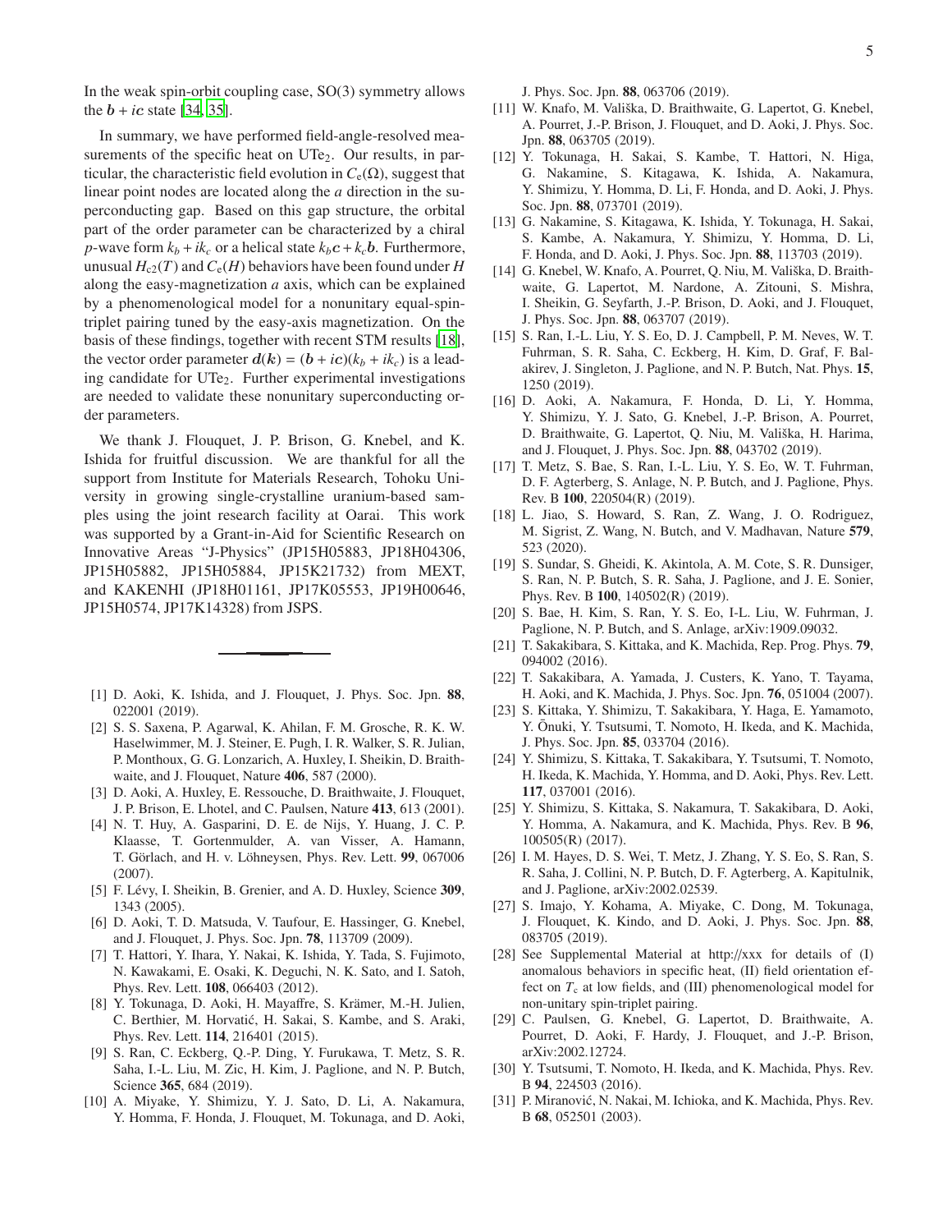In the weak spin-orbit coupling case, SO(3) symmetry allows the $\boldsymbol{b} + i\boldsymbol{c}$ state [34, 35].

In summary, we have performed field-angle-resolved measurements of the specific heat on $UTe_2$. Our results, in particular, the characteristic field evolution in $C_e(\Omega)$, suggest that linear point nodes are located along the $a$ direction in the superconducting gap. Based on this gap structure, the orbital part of the order parameter can be characterized by a chiral $p$-wave form $k_b + ik_c$ or a helical state $k_b\boldsymbol{c} + k_c\boldsymbol{b}$. Furthermore, unusual $H_{c2}(T)$ and $C_e(H)$ behaviors have been found under $H$ along the easy-magnetization $a$ axis, which can be explained by a phenomenological model for a nonunitary equal-spin-triplet pairing tuned by the easy-axis magnetization. On the basis of these findings, together with recent STM results [18], the vector order parameter $\boldsymbol{d}(\boldsymbol{k}) = (\boldsymbol{b} + i\boldsymbol{c})(k_b + ik_c)$ is a leading candidate for $UTe_2$. Further experimental investigations are needed to validate these nonunitary superconducting order parameters.

We thank J. Flouquet, J. P. Brison, G. Knebel, and K. Ishida for fruitful discussion. We are thankful for all the support from Institute for Materials Research, Tohoku University in growing single-crystalline uranium-based samples using the joint research facility at Oarai. This work was supported by a Grant-in-Aid for Scientific Research on Innovative Areas "J-Physics" (JP15H05883, JP18H04306, JP15H05882, JP15H05884, JP15K21732) from MEXT, and KAKENHI (JP18H01161, JP17K05553, JP19H00646, JP15H0574, JP17K14328) from JSPS.

---

[1] D. Aoki, K. Ishida, and J. Flouquet, J. Phys. Soc. Jpn. **88**, 022001 (2019).

[2] S. S. Saxena, P. Agarwal, K. Ahilan, F. M. Grosche, R. K. W. Haselwimmer, M. J. Steiner, E. Pugh, I. R. Walker, S. R. Julian, P. Monthoux, G. G. Lonzarich, A. Huxley, I. Sheikin, D. Braithwaite, and J. Flouquet, Nature **406**, 587 (2000).

[3] D. Aoki, A. Huxley, E. Ressouche, D. Braithwaite, J. Flouquet, J. P. Brison, E. Lhotel, and C. Paulsen, Nature **413**, 613 (2001).

[4] N. T. Huy, A. Gasparini, D. E. de Nijs, Y. Huang, J. C. P. Klaasse, T. Gortenmulder, A. van Visser, A. Hamann, T. Görlach, and H. v. Löhneysen, Phys. Rev. Lett. **99**, 067006 (2007).

[5] F. Lévy, I. Sheikin, B. Grenier, and A. D. Huxley, Science **309**, 1343 (2005).

[6] D. Aoki, T. D. Matsuda, V. Taufour, E. Hassinger, G. Knebel, and J. Flouquet, J. Phys. Soc. Jpn. **78**, 113709 (2009).

[7] T. Hattori, Y. Ihara, Y. Nakai, K. Ishida, Y. Tada, S. Fujimoto, N. Kawakami, E. Osaki, K. Deguchi, N. K. Sato, and I. Satoh, Phys. Rev. Lett. **108**, 066403 (2012).

[8] Y. Tokunaga, D. Aoki, H. Mayaffre, S. Krämer, M.-H. Julien, C. Berthier, M. Horvatić, H. Sakai, S. Kambe, and S. Araki, Phys. Rev. Lett. **114**, 216401 (2015).

[9] S. Ran, C. Eckberg, Q.-P. Ding, Y. Furukawa, T. Metz, S. R. Saha, I.-L. Liu, M. Zic, H. Kim, J. Paglione, and N. P. Butch, Science **365**, 684 (2019).

[10] A. Miyake, Y. Shimizu, Y. J. Sato, D. Li, A. Nakamura, Y. Homma, F. Honda, J. Flouquet, M. Tokunaga, and D. Aoki, J. Phys. Soc. Jpn. **88**, 063706 (2019).

[11] W. Knafo, M. Vališka, D. Braithwaite, G. Lapertot, G. Knebel, A. Pourret, J.-P. Brison, J. Flouquet, and D. Aoki, J. Phys. Soc. Jpn. **88**, 063705 (2019).

[12] Y. Tokunaga, H. Sakai, S. Kambe, T. Hattori, N. Higa, G. Nakamine, S. Kitagawa, K. Ishida, A. Nakamura, Y. Shimizu, Y. Homma, D. Li, F. Honda, and D. Aoki, J. Phys. Soc. Jpn. **88**, 073701 (2019).

[13] G. Nakamine, S. Kitagawa, K. Ishida, Y. Tokunaga, H. Sakai, S. Kambe, A. Nakamura, Y. Shimizu, Y. Homma, D. Li, F. Honda, and D. Aoki, J. Phys. Soc. Jpn. **88**, 113703 (2019).

[14] G. Knebel, W. Knafo, A. Pourret, Q. Niu, M. Vališka, D. Braithwaite, G. Lapertot, M. Nardone, A. Zitouni, S. Mishra, I. Sheikin, G. Seyfarth, J.-P. Brison, D. Aoki, and J. Flouquet, J. Phys. Soc. Jpn. **88**, 063707 (2019).

[15] S. Ran, I.-L. Liu, Y. S. Eo, D. J. Campbell, P. M. Neves, W. T. Fuhrman, S. R. Saha, C. Eckberg, H. Kim, D. Graf, F. Balakirev, J. Singleton, J. Paglione, and N. P. Butch, Nat. Phys. **15**, 1250 (2019).

[16] D. Aoki, A. Nakamura, F. Honda, D. Li, Y. Homma, Y. Shimizu, Y. J. Sato, G. Knebel, J.-P. Brison, A. Pourret, D. Braithwaite, G. Lapertot, Q. Niu, M. Vališka, H. Harima, and J. Flouquet, J. Phys. Soc. Jpn. **88**, 043702 (2019).

[17] T. Metz, S. Bae, S. Ran, I.-L. Liu, Y. S. Eo, W. T. Fuhrman, D. F. Agterberg, S. Anlage, N. P. Butch, and J. Paglione, Phys. Rev. B **100**, 220504(R) (2019).

[18] L. Jiao, S. Howard, S. Ran, Z. Wang, J. O. Rodriguez, M. Sigrist, Z. Wang, N. Butch, and V. Madhavan, Nature **579**, 523 (2020).

[19] S. Sundar, S. Gheidi, K. Akintola, A. M. Cote, S. R. Dunsiger, S. Ran, N. P. Butch, S. R. Saha, J. Paglione, and J. E. Sonier, Phys. Rev. B **100**, 140502(R) (2019).

[20] S. Bae, H. Kim, S. Ran, Y. S. Eo, I-L. Liu, W. Fuhrman, J. Paglione, N. P. Butch, and S. Anlage, arXiv:1909.09032.

[21] T. Sakakibara, S. Kittaka, and K. Machida, Rep. Prog. Phys. **79**, 094002 (2016).

[22] T. Sakakibara, A. Yamada, J. Custers, K. Yano, T. Tayama, H. Aoki, and K. Machida, J. Phys. Soc. Jpn. **76**, 051004 (2007).

[23] S. Kittaka, Y. Shimizu, T. Sakakibara, Y. Haga, E. Yamamoto, Y. Ōnuki, Y. Tsutsumi, T. Nomoto, H. Ikeda, and K. Machida, J. Phys. Soc. Jpn. **85**, 033704 (2016).

[24] Y. Shimizu, S. Kittaka, T. Sakakibara, Y. Tsutsumi, T. Nomoto, H. Ikeda, K. Machida, Y. Homma, and D. Aoki, Phys. Rev. Lett. **117**, 037001 (2016).

[25] Y. Shimizu, S. Kittaka, S. Nakamura, T. Sakakibara, D. Aoki, Y. Homma, A. Nakamura, and K. Machida, Phys. Rev. B **96**, 100505(R) (2017).

[26] I. M. Hayes, D. S. Wei, T. Metz, J. Zhang, Y. S. Eo, S. Ran, S. R. Saha, J. Collini, N. P. Butch, D. F. Agterberg, A. Kapitulnik, and J. Paglione, arXiv:2002.02539.

[27] S. Imajo, Y. Kohama, A. Miyake, C. Dong, M. Tokunaga, J. Flouquet, K. Kindo, and D. Aoki, J. Phys. Soc. Jpn. **88**, 083705 (2019).

[28] See Supplemental Material at http://xxx for details of (I) anomalous behaviors in specific heat, (II) field orientation effect on $T_c$ at low fields, and (III) phenomenological model for non-unitary spin-triplet pairing.

[29] C. Paulsen, G. Knebel, G. Lapertot, D. Braithwaite, A. Pourret, D. Aoki, F. Hardy, J. Flouquet, and J.-P. Brison, arXiv:2002.12724.

[30] Y. Tsutsumi, T. Nomoto, H. Ikeda, and K. Machida, Phys. Rev. B **94**, 224503 (2016).

[31] P. Miranović, N. Nakai, M. Ichioka, and K. Machida, Phys. Rev. B **68**, 052501 (2003).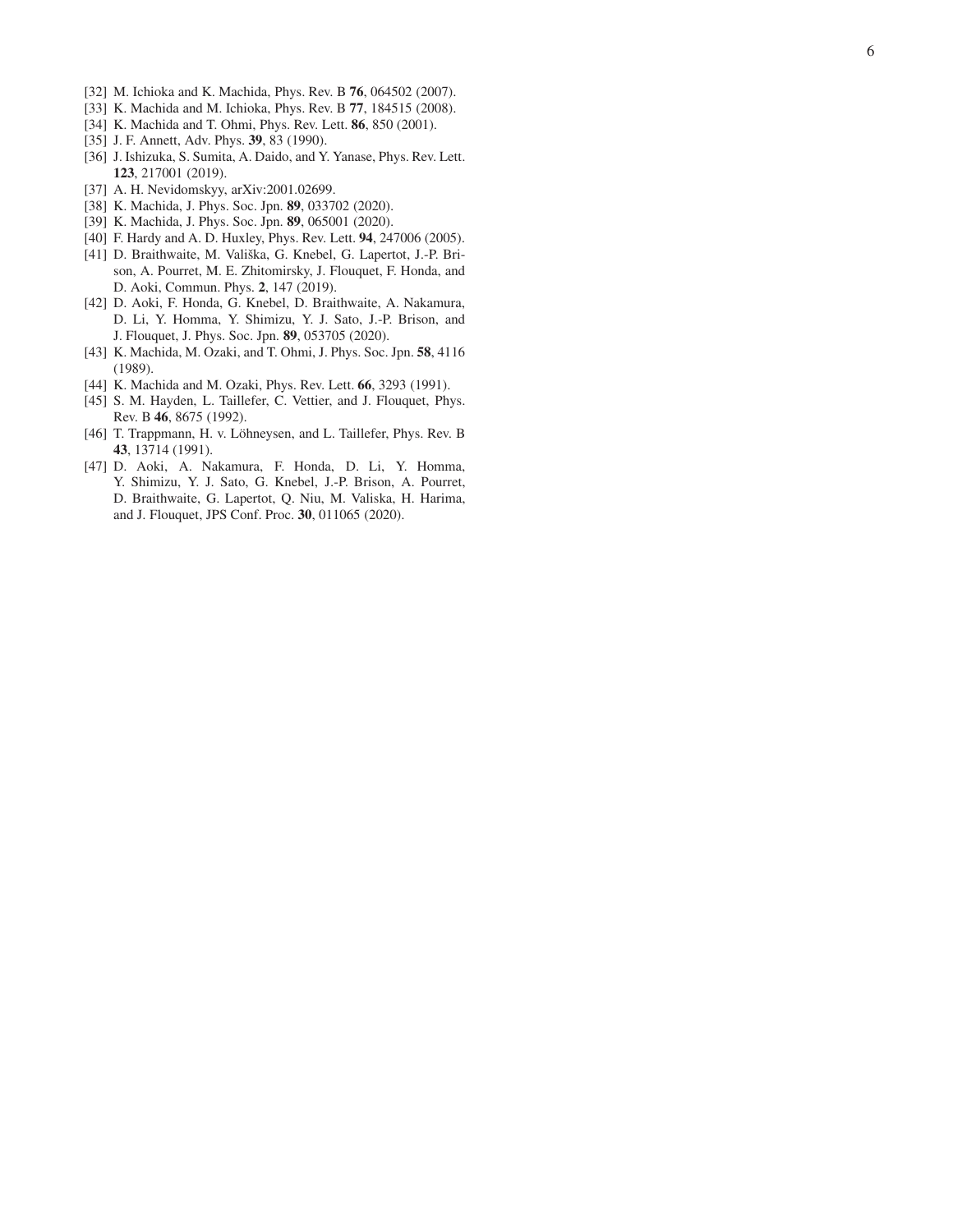[32] M. Ichioka and K. Machida, Phys. Rev. B **76**, 064502 (2007).

[33] K. Machida and M. Ichioka, Phys. Rev. B **77**, 184515 (2008).

[34] K. Machida and T. Ohmi, Phys. Rev. Lett. **86**, 850 (2001).

[35] J. F. Annett, Adv. Phys. **39**, 83 (1990).

[36] J. Ishizuka, S. Sumita, A. Daido, and Y. Yanase, Phys. Rev. Lett. **123**, 217001 (2019).

[37] A. H. Nevidomskyy, arXiv:2001.02699.

[38] K. Machida, J. Phys. Soc. Jpn. **89**, 033702 (2020).

[39] K. Machida, J. Phys. Soc. Jpn. **89**, 065001 (2020).

[40] F. Hardy and A. D. Huxley, Phys. Rev. Lett. **94**, 247006 (2005).

[41] D. Braithwaite, M. Vališka, G. Knebel, G. Lapertot, J.-P. Brison, A. Pourret, M. E. Zhitomirsky, J. Flouquet, F. Honda, and D. Aoki, Commun. Phys. **2**, 147 (2019).

[42] D. Aoki, F. Honda, G. Knebel, D. Braithwaite, A. Nakamura, D. Li, Y. Homma, Y. Shimizu, Y. J. Sato, J.-P. Brison, and J. Flouquet, J. Phys. Soc. Jpn. **89**, 053705 (2020).

[43] K. Machida, M. Ozaki, and T. Ohmi, J. Phys. Soc. Jpn. **58**, 4116 (1989).

[44] K. Machida and M. Ozaki, Phys. Rev. Lett. **66**, 3293 (1991).

[45] S. M. Hayden, L. Taillefer, C. Vettier, and J. Flouquet, Phys. Rev. B **46**, 8675 (1992).

[46] T. Trappmann, H. v. Löhneysen, and L. Taillefer, Phys. Rev. B **43**, 13714 (1991).

[47] D. Aoki, A. Nakamura, F. Honda, D. Li, Y. Homma, Y. Shimizu, Y. J. Sato, G. Knebel, J.-P. Brison, A. Pourret, D. Braithwaite, G. Lapertot, Q. Niu, M. Valiska, H. Harima, and J. Flouquet, JPS Conf. Proc. **30**, 011065 (2020).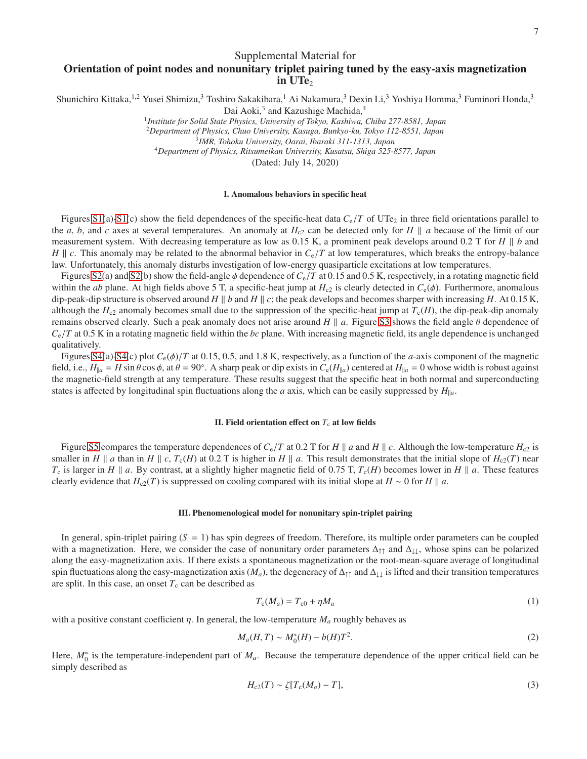# Supplemental Material for **Orientation of point nodes and nonunitary triplet pairing tuned by the easy-axis magnetization in $UTe_2$**

Shunichiro Kittaka,[1,2] Yusei Shimizu,[3] Toshiro Sakakibara,[1] Ai Nakamura,[3] Dexin Li,[3] Yoshiya Homma,[3] Fuminori Honda,[3] Dai Aoki,[3] and Kazushige Machida,[4]

[1] *Institute for Solid State Physics, University of Tokyo, Kashiwa, Chiba 277-8581, Japan*
[2] *Department of Physics, Chuo University, Kasuga, Bunkyo-ku, Tokyo 112-8551, Japan*
[3] *IMR, Tohoku University, Oarai, Ibaraki 311-1313, Japan*
[4] *Department of Physics, Ritsumeikan University, Kusatsu, Shiga 525-8577, Japan*

(Dated: July 14, 2020)

## I. Anomalous behaviors in specific heat

Figures S1(a)-S1(c) show the field dependences of the specific-heat data $C_e/T$ of $UTe_2$ in three field orientations parallel to the $a$, $b$, and $c$ axes at several temperatures. An anomaly at $H_{c2}$ can be detected only for $H \parallel a$ because of the limit of our measurement system. With decreasing temperature as low as 0.15 K, a prominent peak develops around 0.2 T for $H \parallel b$ and $H \parallel c$. This anomaly may be related to the abnormal behavior in $C_e/T$ at low temperatures, which breaks the entropy-balance law. Unfortunately, this anomaly disturbs investigation of low-energy quasiparticle excitations at low temperatures.

Figures S2(a) and S2(b) show the field-angle $\phi$ dependence of $C_e/T$ at 0.15 and 0.5 K, respectively, in a rotating magnetic field within the $ab$ plane. At high fields above 5 T, a specific-heat jump at $H_{c2}$ is clearly detected in $C_e(\phi)$. Furthermore, anomalous dip-peak-dip structure is observed around $H \parallel b$ and $H \parallel c$; the peak develops and becomes sharper with increasing $H$. At 0.15 K, although the $H_{c2}$ anomaly becomes small due to the suppression of the specific-heat jump at $T_c(H)$, the dip-peak-dip anomaly remains observed clearly. Such a peak anomaly does not arise around $H \parallel a$. Figure S3 shows the field angle $\theta$ dependence of $C_e/T$ at 0.5 K in a rotating magnetic field within the $bc$ plane. With increasing magnetic field, its angle dependence is unchanged qualitatively.

Figures S4(a)-S4(c) plot $C_e(\phi)/T$ at 0.15, 0.5, and 1.8 K, respectively, as a function of the $a$-axis component of the magnetic field, i.e., $H_{\parallel a} = H \sin\theta \cos\phi$, at $\theta = 90^\circ$. A sharp peak or dip exists in $C_e(H_{\parallel a})$ centered at $H_{\parallel a} = 0$ whose width is robust against the magnetic-field strength at any temperature. These results suggest that the specific heat in both normal and superconducting states is affected by longitudinal spin fluctuations along the $a$ axis, which can be easily suppressed by $H_{\parallel a}$.

## II. Field orientation effect on $T_c$ at low fields

Figure S5 compares the temperature dependences of $C_e/T$ at 0.2 T for $H \parallel a$ and $H \parallel c$. Although the low-temperature $H_{c2}$ is smaller in $H \parallel a$ than in $H \parallel c$, $T_c(H)$ at 0.2 T is higher in $H \parallel a$. This result demonstrates that the initial slope of $H_{c2}(T)$ near $T_c$ is larger in $H \parallel a$. By contrast, at a slightly higher magnetic field of 0.75 T, $T_c(H)$ becomes lower in $H \parallel a$. These features clearly evidence that $H_{c2}(T)$ is suppressed on cooling compared with its initial slope at $H \sim 0$ for $H \parallel a$.

## III. Phenomenological model for nonunitary spin-triplet pairing

In general, spin-triplet pairing ($S = 1$) has spin degrees of freedom. Therefore, its multiple order parameters can be coupled with a magnetization. Here, we consider the case of nonunitary order parameters $\Delta_{\uparrow\uparrow}$ and $\Delta_{\downarrow\downarrow}$, whose spins can be polarized along the easy-magnetization axis. If there exists a spontaneous magnetization or the root-mean-square average of longitudinal spin fluctuations along the easy-magnetization axis ($M_a$), the degeneracy of $\Delta_{\uparrow\uparrow}$ and $\Delta_{\downarrow\downarrow}$ is lifted and their transition temperatures are split. In this case, an onset $T_c$ can be described as

$$T_c(M_a) = T_{c0} + \eta M_a \tag{1}$$

with a positive constant coefficient $\eta$. In general, the low-temperature $M_a$ roughly behaves as

$$M_a(H,T) \sim M_0^*(H) - b(H)T^2. \tag{2}$$

Here, $M_0^*$ is the temperature-independent part of $M_a$. Because the temperature dependence of the upper critical field can be simply described as

$$H_{c2}(T) \sim \zeta[T_c(M_a) - T], \tag{3}$$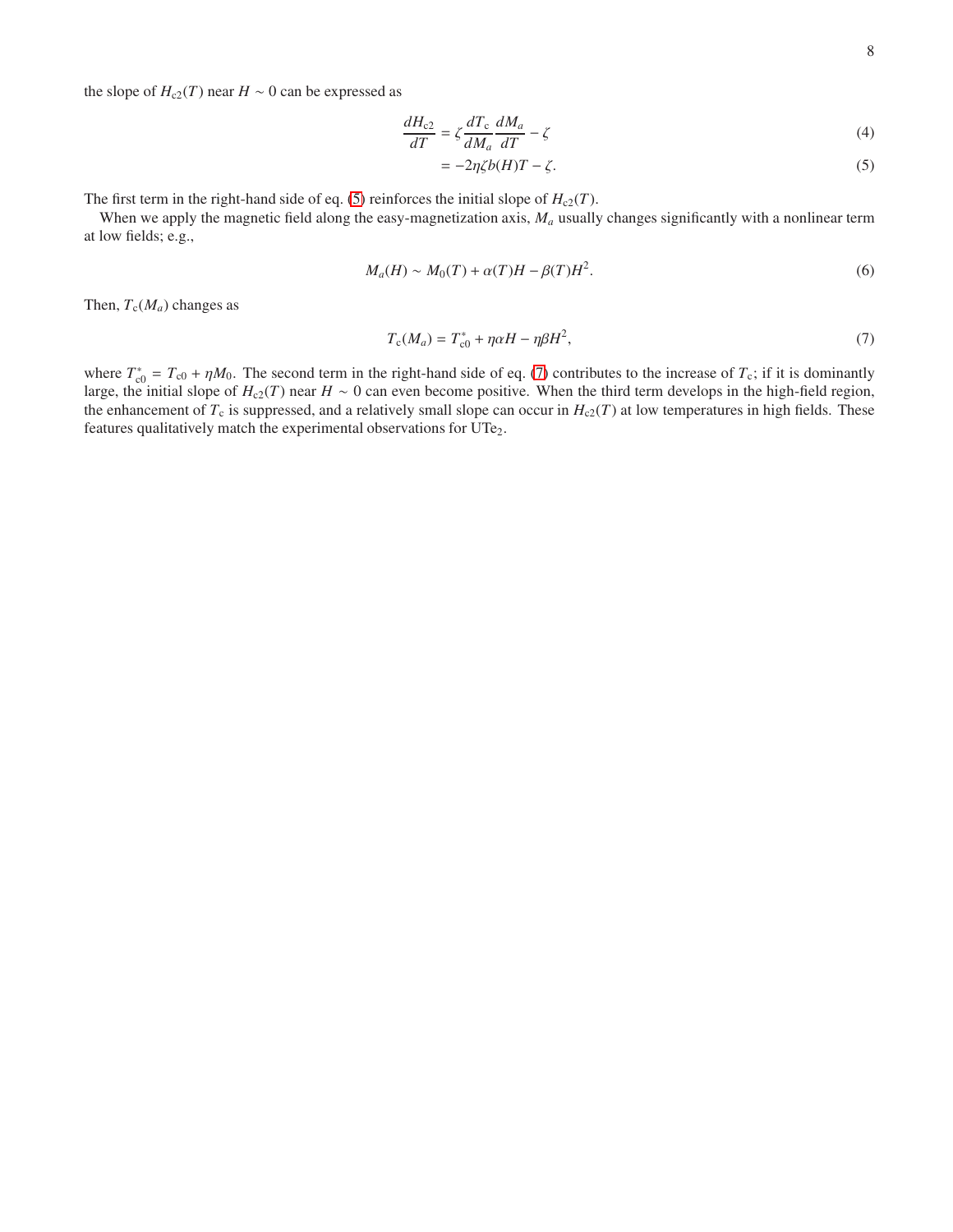the slope of $H_{c2}(T)$ near $H \sim 0$ can be expressed as

$$\frac{dH_{c2}}{dT} = \zeta \frac{dT_c}{dM_a} \frac{dM_a}{dT} - \zeta \tag{4}$$

$$= -2\eta\zeta b(H)T - \zeta. \tag{5}$$

The first term in the right-hand side of eq. (5) reinforces the initial slope of $H_{c2}(T)$.

When we apply the magnetic field along the easy-magnetization axis, $M_a$ usually changes significantly with a nonlinear term at low fields; e.g.,

$$M_a(H) \sim M_0(T) + \alpha(T)H - \beta(T)H^2. \tag{6}$$

Then, $T_c(M_a)$ changes as

$$T_c(M_a) = T^*_{c0} + \eta\alpha H - \eta\beta H^2, \tag{7}$$

where $T^*_{c0} = T_{c0} + \eta M_0$. The second term in the right-hand side of eq. (7) contributes to the increase of $T_c$; if it is dominantly large, the initial slope of $H_{c2}(T)$ near $H \sim 0$ can even become positive. When the third term develops in the high-field region, the enhancement of $T_c$ is suppressed, and a relatively small slope can occur in $H_{c2}(T)$ at low temperatures in high fields. These features qualitatively match the experimental observations for $UTe_2$.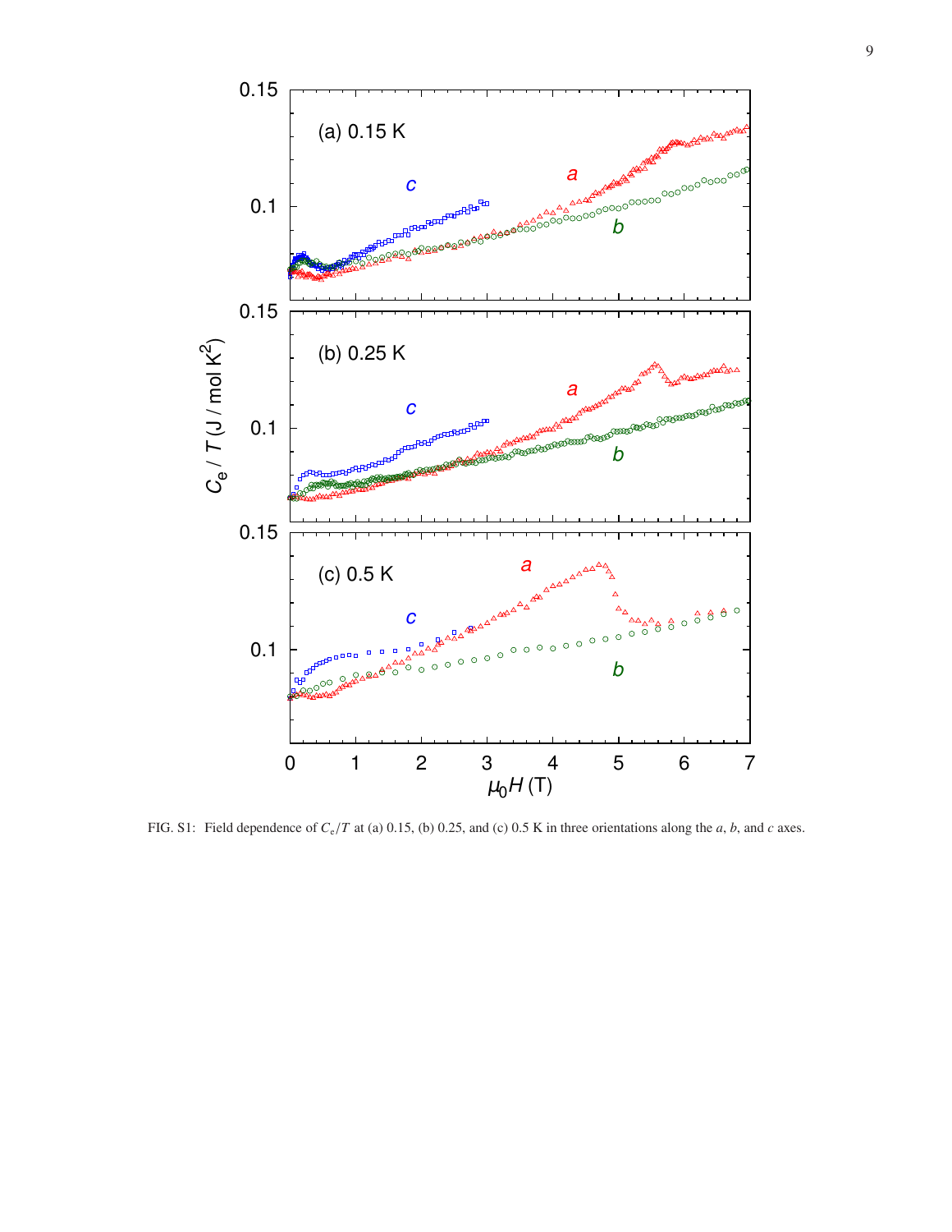FIG. S1: Field dependence of $C_e/T$ at (a) 0.15, (b) 0.25, and (c) 0.5 K in three orientations along the $a$, $b$, and $c$ axes.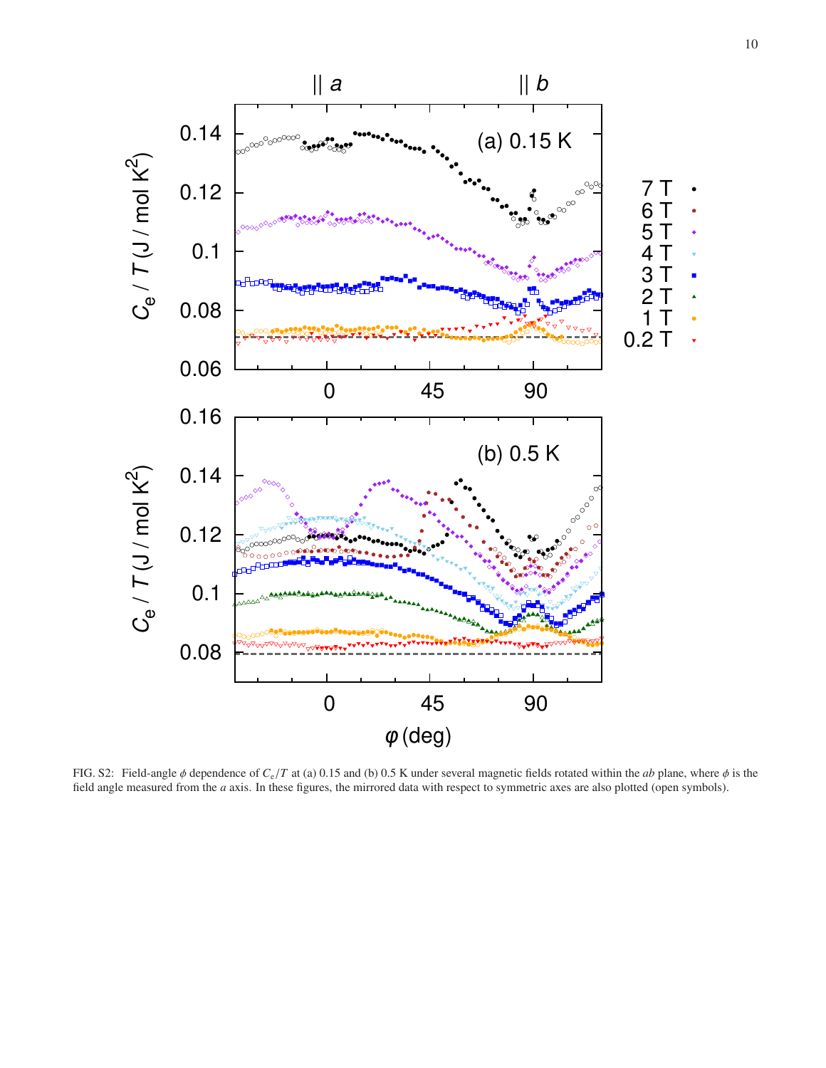FIG. S2: Field-angle $\phi$ dependence of $C_e/T$ at (a) 0.15 and (b) 0.5 K under several magnetic fields rotated within the *ab* plane, where $\phi$ is the field angle measured from the *a* axis. In these figures, the mirrored data with respect to symmetric axes are also plotted (open symbols).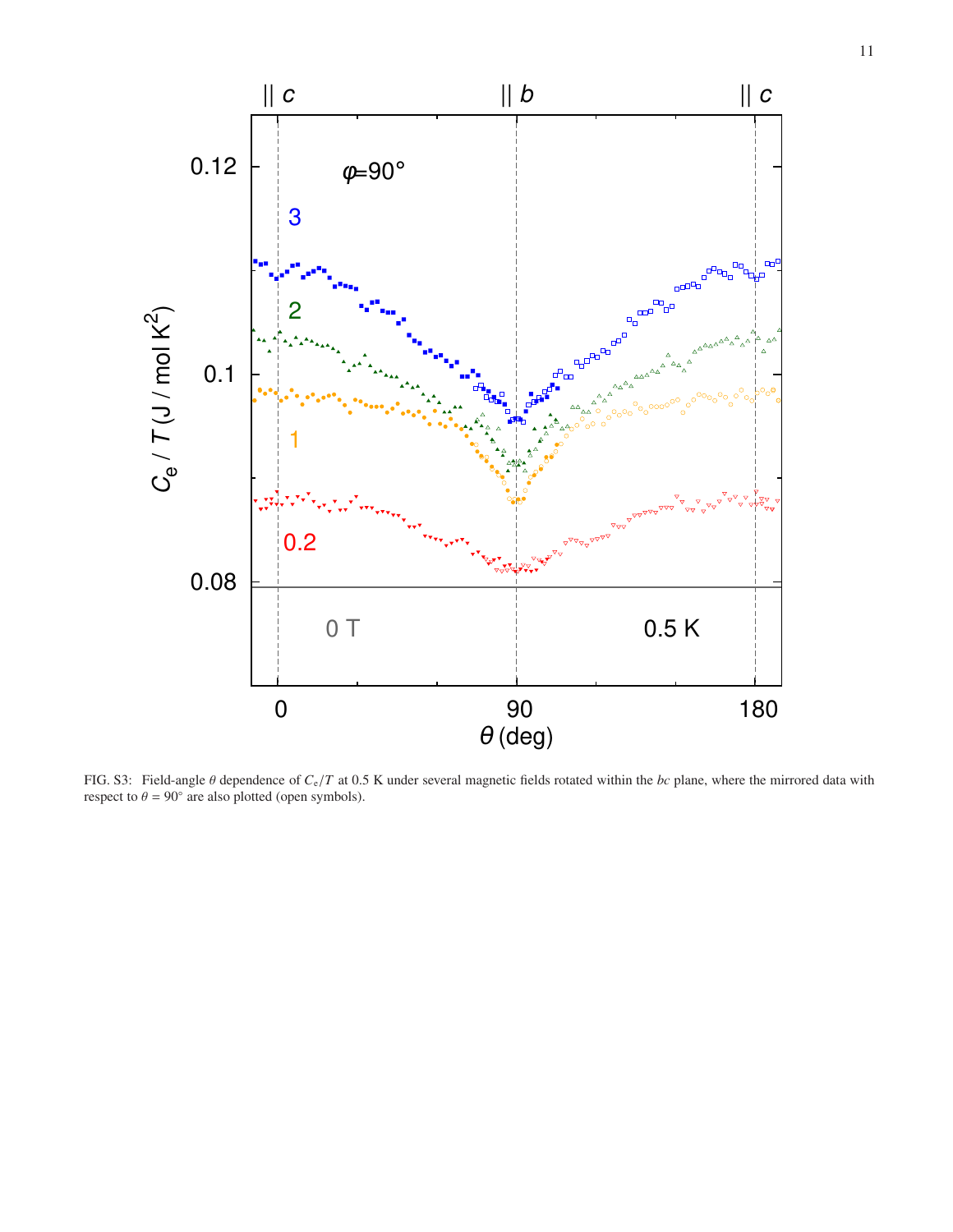FIG. S3: Field-angle $\theta$ dependence of $C_e/T$ at 0.5 K under several magnetic fields rotated within the *bc* plane, where the mirrored data with respect to $\theta = 90°$ are also plotted (open symbols).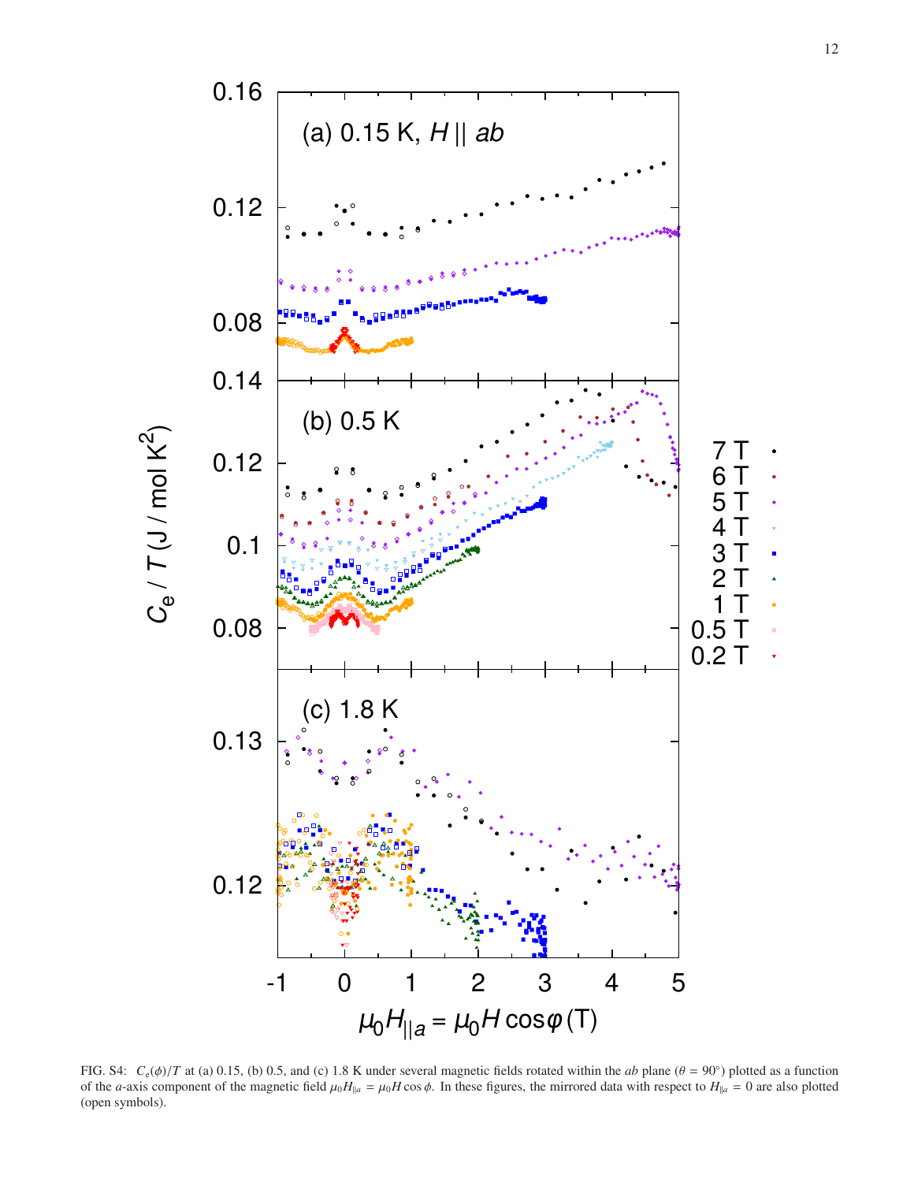FIG. S4: $C_e(\phi)/T$ at (a) 0.15, (b) 0.5, and (c) 1.8 K under several magnetic fields rotated within the *ab* plane ($\theta = 90^\circ$) plotted as a function of the *a*-axis component of the magnetic field $\mu_0 H_{\parallel a} = \mu_0 H \cos\phi$. In these figures, the mirrored data with respect to $H_{\parallel a} = 0$ are also plotted (open symbols).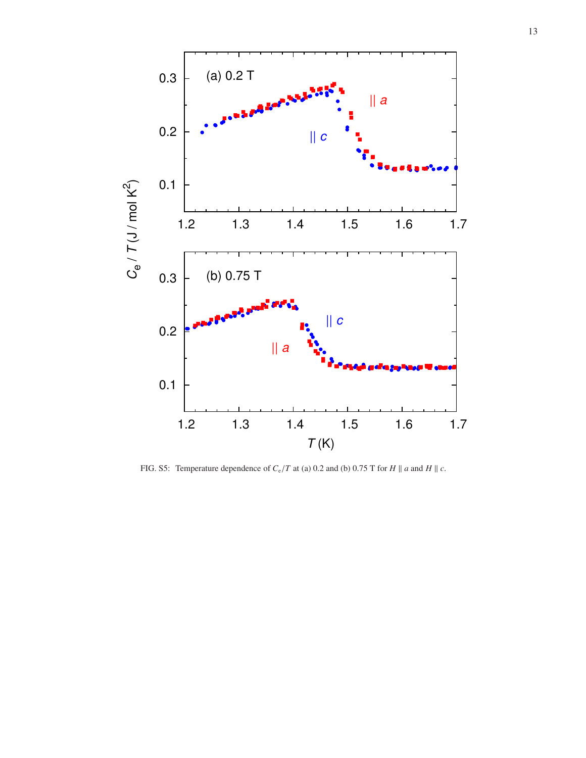(a) 0.2 T

|| a

|| c

0.3

0.2

0.1

1.2 1.3 1.4 1.5 1.6 1.7

$C_e / T$ (J / mol K$^2$)

(b) 0.75 T

|| c

|| a

0.3

0.2

0.1

1.2 1.3 1.4 1.5 1.6 1.7

$T$ (K)

FIG. S5: Temperature dependence of $C_e/T$ at (a) 0.2 and (b) 0.75 T for $H \parallel a$ and $H \parallel c$.